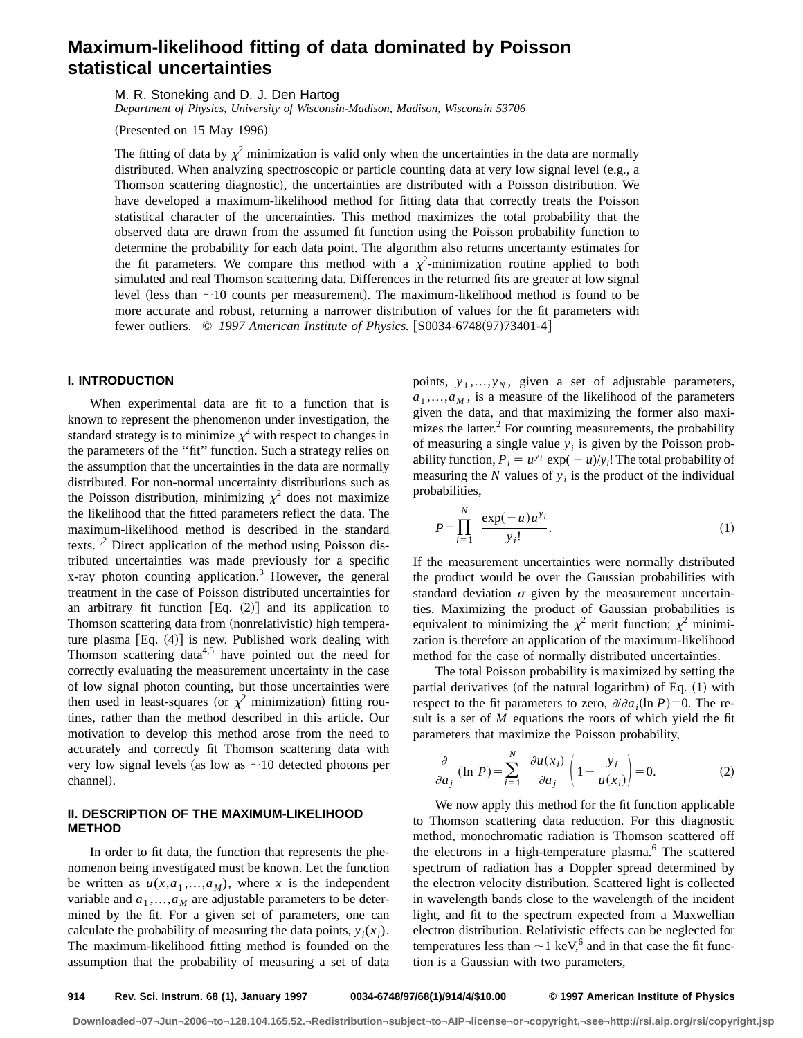# Maximum-likelihood fitting of data dominated by Poisson statistical uncertainties

M. R. Stoneking and D. J. Den Hartog

*Department of Physics, University of Wisconsin-Madison, Madison, Wisconsin 53706*

(Presented on 15 May 1996)

The fitting of data by $\chi^2$ minimization is valid only when the uncertainties in the data are normally distributed. When analyzing spectroscopic or particle counting data at very low signal level (e.g., a Thomson scattering diagnostic), the uncertainties are distributed with a Poisson distribution. We have developed a maximum-likelihood method for fitting data that correctly treats the Poisson statistical character of the uncertainties. This method maximizes the total probability that the observed data are drawn from the assumed fit function using the Poisson probability function to determine the probability for each data point. The algorithm also returns uncertainty estimates for the fit parameters. We compare this method with a $\chi^2$-minimization routine applied to both simulated and real Thomson scattering data. Differences in the returned fits are greater at low signal level (less than ~10 counts per measurement). The maximum-likelihood method is found to be more accurate and robust, returning a narrower distribution of values for the fit parameters with fewer outliers. © *1997 American Institute of Physics.* [S0034-6748(97)73401-4]

## I. INTRODUCTION

When experimental data are fit to a function that is known to represent the phenomenon under investigation, the standard strategy is to minimize $\chi^2$ with respect to changes in the parameters of the "fit" function. Such a strategy relies on the assumption that the uncertainties in the data are normally distributed. For non-normal uncertainty distributions such as the Poisson distribution, minimizing $\chi^2$ does not maximize the likelihood that the fitted parameters reflect the data. The maximum-likelihood method is described in the standard texts.[1,2] Direct application of the method using Poisson distributed uncertainties was made previously for a specific x-ray photon counting application.[3] However, the general treatment in the case of Poisson distributed uncertainties for an arbitrary fit function [Eq. (2)] and its application to Thomson scattering data from (nonrelativistic) high temperature plasma [Eq. (4)] is new. Published work dealing with Thomson scattering data[4,5] have pointed out the need for correctly evaluating the measurement uncertainty in the case of low signal photon counting, but those uncertainties were then used in least-squares (or $\chi^2$ minimization) fitting routines, rather than the method described in this article. Our motivation to develop this method arose from the need to accurately and correctly fit Thomson scattering data with very low signal levels (as low as ~10 detected photons per channel).

## II. DESCRIPTION OF THE MAXIMUM-LIKELIHOOD METHOD

In order to fit data, the function that represents the phenomenon being investigated must be known. Let the function be written as $u(x,a_1,\ldots,a_M)$, where $x$ is the independent variable and $a_1,\ldots,a_M$ are adjustable parameters to be determined by the fit. For a given set of parameters, one can calculate the probability of measuring the data points, $y_i(x_i)$. The maximum-likelihood fitting method is founded on the assumption that the probability of measuring a set of data points, $y_1,\ldots,y_N$, given a set of adjustable parameters, $a_1,\ldots,a_M$, is a measure of the likelihood of the parameters given the data, and that maximizing the former also maximizes the latter.[2] For counting measurements, the probability of measuring a single value $y_i$ is given by the Poisson probability function, $P_i = u^{y_i}\exp(-u)/y_i!$ The total probability of measuring the $N$ values of $y_i$ is the product of the individual probabilities,

$$P=\prod_{i=1}^{N}\frac{\exp(-u)u^{y_i}}{y_i!}. \tag{1}$$

If the measurement uncertainties were normally distributed the product would be over the Gaussian probabilities with standard deviation $\sigma$ given by the measurement uncertainties. Maximizing the product of Gaussian probabilities is equivalent to minimizing the $\chi^2$ merit function; $\chi^2$ minimization is therefore an application of the maximum-likelihood method for the case of normally distributed uncertainties.

The total Poisson probability is maximized by setting the partial derivatives (of the natural logarithm) of Eq. (1) with respect to the fit parameters to zero, $\partial/\partial a_i(\ln P)=0$. The result is a set of $M$ equations the roots of which yield the fit parameters that maximize the Poisson probability,

$$\frac{\partial}{\partial a_j}(\ln P)=\sum_{i=1}^{N}\frac{\partial u(x_i)}{\partial a_j}\left(1-\frac{y_i}{u(x_i)}\right)=0. \tag{2}$$

We now apply this method for the fit function applicable to Thomson scattering data reduction. For this diagnostic method, monochromatic radiation is Thomson scattered off the electrons in a high-temperature plasma.[6] The scattered spectrum of radiation has a Doppler spread determined by the electron velocity distribution. Scattered light is collected in wavelength bands close to the wavelength of the incident light, and fit to the spectrum expected from a Maxwellian electron distribution. Relativistic effects can be neglected for temperatures less than ~1 keV,[6] and in that case the fit function is a Gaussian with two parameters,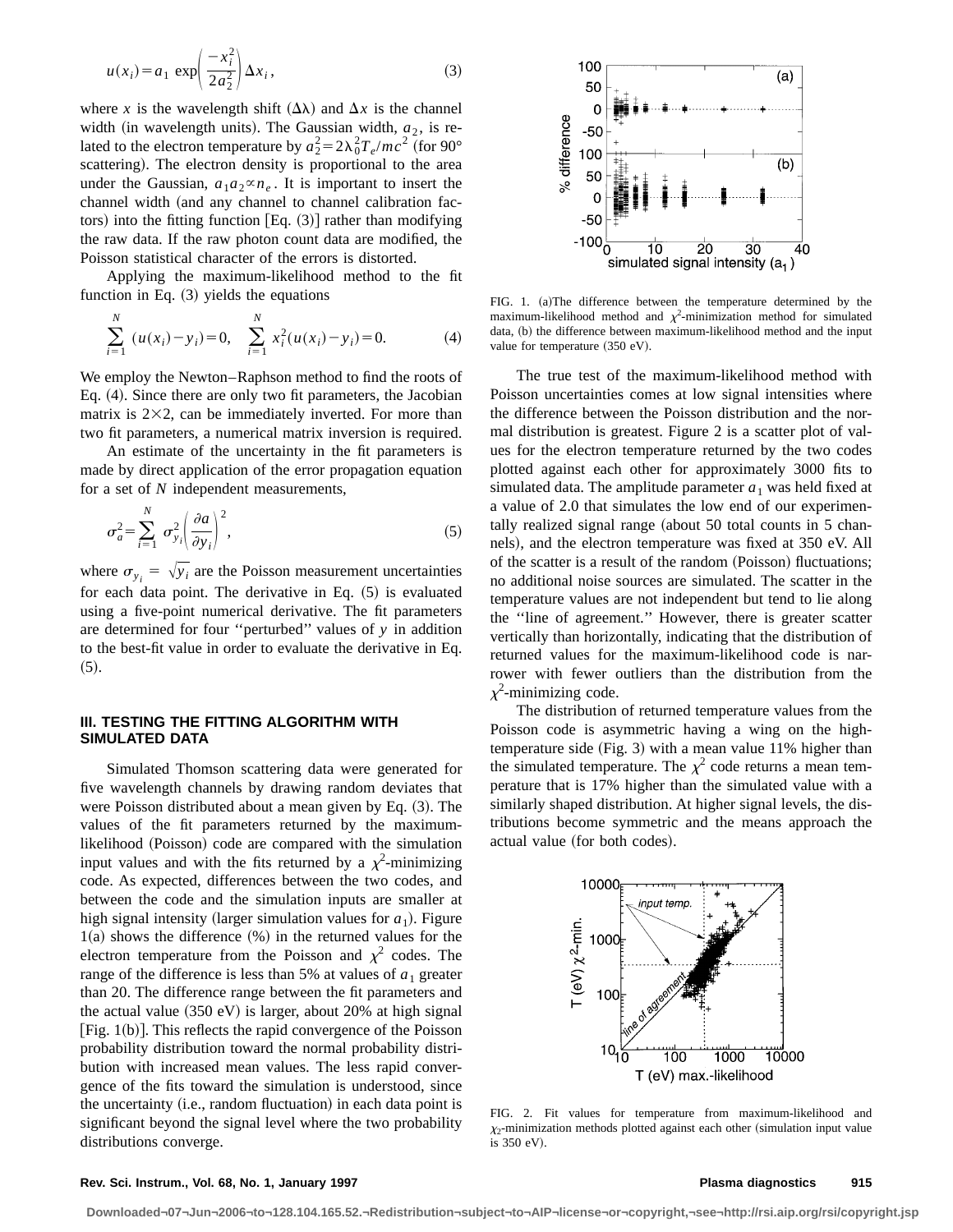$$u(x_i)=a_1 \exp\left(\frac{-x_i^2}{2a_2^2}\right)\Delta x_i, \tag{3}$$

where $x$ is the wavelength shift ($\Delta\lambda$) and $\Delta x$ is the channel width (in wavelength units). The Gaussian width, $a_2$, is related to the electron temperature by $a_2^2 = 2\lambda_0^2 T_e/mc^2$ (for 90° scattering). The electron density is proportional to the area under the Gaussian, $a_1 a_2 \propto n_e$. It is important to insert the channel width (and any channel to channel calibration factors) into the fitting function [Eq. (3)] rather than modifying the raw data. If the raw photon count data are modified, the Poisson statistical character of the errors is distorted.

Applying the maximum-likelihood method to the fit function in Eq. (3) yields the equations

$$\sum_{i=1}^{N} (u(x_i)-y_i)=0, \quad \sum_{i=1}^{N} x_i^2(u(x_i)-y_i)=0. \tag{4}$$

We employ the Newton–Raphson method to find the roots of Eq. (4). Since there are only two fit parameters, the Jacobian matrix is $2\times2$, can be immediately inverted. For more than two fit parameters, a numerical matrix inversion is required.

An estimate of the uncertainty in the fit parameters is made by direct application of the error propagation equation for a set of $N$ independent measurements,

$$\sigma_a^2 = \sum_{i=1}^{N} \sigma_{y_i}^2 \left(\frac{\partial a}{\partial y_i}\right)^2, \tag{5}$$

where $\sigma_{y_i} = \sqrt{y_i}$ are the Poisson measurement uncertainties for each data point. The derivative in Eq. (5) is evaluated using a five-point numerical derivative. The fit parameters are determined for four "perturbed" values of $y$ in addition to the best-fit value in order to evaluate the derivative in Eq. (5).

### III. TESTING THE FITTING ALGORITHM WITH SIMULATED DATA

Simulated Thomson scattering data were generated for five wavelength channels by drawing random deviates that were Poisson distributed about a mean given by Eq. (3). The values of the fit parameters returned by the maximum-likelihood (Poisson) code are compared with the simulation input values and with the fits returned by a $\chi^2$-minimizing code. As expected, differences between the two codes, and between the code and the simulation inputs are smaller at high signal intensity (larger simulation values for $a_1$). Figure 1(a) shows the difference (%) in the returned values for the electron temperature from the Poisson and $\chi^2$ codes. The range of the difference is less than 5% at values of $a_1$ greater than 20. The difference range between the fit parameters and the actual value (350 eV) is larger, about 20% at high signal [Fig. 1(b)]. This reflects the rapid convergence of the Poisson probability distribution toward the normal probability distribution with increased mean values. The less rapid convergence of the fits toward the simulation is understood, since the uncertainty (i.e., random fluctuation) in each data point is significant beyond the signal level where the two probability distributions converge.

FIG. 1. (a)The difference between the temperature determined by the maximum-likelihood method and $\chi^2$-minimization method for simulated data, (b) the difference between maximum-likelihood method and the input value for temperature (350 eV).

The true test of the maximum-likelihood method with Poisson uncertainties comes at low signal intensities where the difference between the Poisson distribution and the normal distribution is greatest. Figure 2 is a scatter plot of values for the electron temperature returned by the two codes plotted against each other for approximately 3000 fits to simulated data. The amplitude parameter $a_1$ was held fixed at a value of 2.0 that simulates the low end of our experimentally realized signal range (about 50 total counts in 5 channels), and the electron temperature was fixed at 350 eV. All of the scatter is a result of the random (Poisson) fluctuations; no additional noise sources are simulated. The scatter in the temperature values are not independent but tend to lie along the "line of agreement." However, there is greater scatter vertically than horizontally, indicating that the distribution of returned values for the maximum-likelihood code is narrower with fewer outliers than the distribution from the $\chi^2$-minimizing code.

The distribution of returned temperature values from the Poisson code is asymmetric having a wing on the high-temperature side (Fig. 3) with a mean value 11% higher than the simulated temperature. The $\chi^2$ code returns a mean temperature that is 17% higher than the simulated value with a similarly shaped distribution. At higher signal levels, the distributions become symmetric and the means approach the actual value (for both codes).

FIG. 2. Fit values for temperature from maximum-likelihood and $\chi_2$-minimization methods plotted against each other (simulation input value is 350 eV).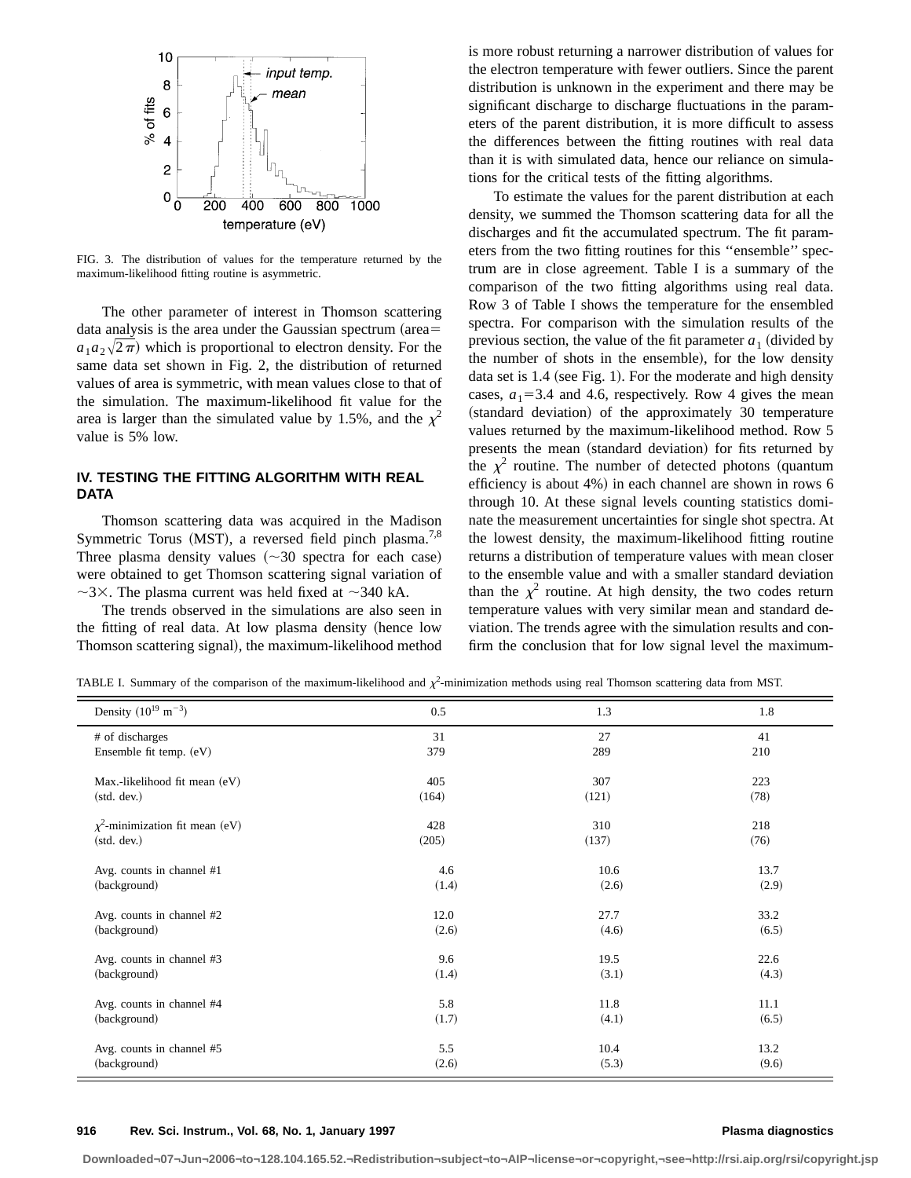FIG. 3. The distribution of values for the temperature returned by the maximum-likelihood fitting routine is asymmetric.

The other parameter of interest in Thomson scattering data analysis is the area under the Gaussian spectrum (area$=a_1 a_2 \sqrt{2\pi}$) which is proportional to electron density. For the same data set shown in Fig. 2, the distribution of returned values of area is symmetric, with mean values close to that of the simulation. The maximum-likelihood fit value for the area is larger than the simulated value by 1.5%, and the $\chi^2$ value is 5% low.

## IV. TESTING THE FITTING ALGORITHM WITH REAL DATA

Thomson scattering data was acquired in the Madison Symmetric Torus (MST), a reversed field pinch plasma.[7,8] Three plasma density values ($\sim$30 spectra for each case) were obtained to get Thomson scattering signal variation of $\sim 3\times$. The plasma current was held fixed at $\sim$340 kA.

The trends observed in the simulations are also seen in the fitting of real data. At low plasma density (hence low Thomson scattering signal), the maximum-likelihood method is more robust returning a narrower distribution of values for the electron temperature with fewer outliers. Since the parent distribution is unknown in the experiment and there may be significant discharge to discharge fluctuations in the parameters of the parent distribution, it is more difficult to assess the differences between the fitting routines with real data than it is with simulated data, hence our reliance on simulations for the critical tests of the fitting algorithms.

To estimate the values for the parent distribution at each density, we summed the Thomson scattering data for all the discharges and fit the accumulated spectrum. The fit parameters from the two fitting routines for this "ensemble" spectrum are in close agreement. Table I is a summary of the comparison of the two fitting algorithms using real data. Row 3 of Table I shows the temperature for the ensembled spectra. For comparison with the simulation results of the previous section, the value of the fit parameter $a_1$ (divided by the number of shots in the ensemble), for the low density data set is 1.4 (see Fig. 1). For the moderate and high density cases, $a_1$=3.4 and 4.6, respectively. Row 4 gives the mean (standard deviation) of the approximately 30 temperature values returned by the maximum-likelihood method. Row 5 presents the mean (standard deviation) for fits returned by the $\chi^2$ routine. The number of detected photons (quantum efficiency is about 4%) in each channel are shown in rows 6 through 10. At these signal levels counting statistics dominate the measurement uncertainties for single shot spectra. At the lowest density, the maximum-likelihood fitting routine returns a distribution of temperature values with mean closer to the ensemble value and with a smaller standard deviation than the $\chi^2$ routine. At high density, the two codes return temperature values with very similar mean and standard deviation. The trends agree with the simulation results and confirm the conclusion that for low signal level the maximum-

TABLE I. Summary of the comparison of the maximum-likelihood and $\chi^2$-minimization methods using real Thomson scattering data from MST.

| Density ($10^{19}$ m$^{-3}$) | 0.5 | 1.3 | 1.8 |
|---|---|---|---|
| # of discharges | 31 | 27 | 41 |
| Ensemble fit temp. (eV) | 379 | 289 | 210 |
| Max.-likelihood fit mean (eV) | 405 | 307 | 223 |
| (std. dev.) | (164) | (121) | (78) |
| $\chi^2$-minimization fit mean (eV) | 428 | 310 | 218 |
| (std. dev.) | (205) | (137) | (76) |
| Avg. counts in channel #1 | 4.6 | 10.6 | 13.7 |
| (background) | (1.4) | (2.6) | (2.9) |
| Avg. counts in channel #2 | 12.0 | 27.7 | 33.2 |
| (background) | (2.6) | (4.6) | (6.5) |
| Avg. counts in channel #3 | 9.6 | 19.5 | 22.6 |
| (background) | (1.4) | (3.1) | (4.3) |
| Avg. counts in channel #4 | 5.8 | 11.8 | 11.1 |
| (background) | (1.7) | (4.1) | (6.5) |
| Avg. counts in channel #5 | 5.5 | 10.4 | 13.2 |
| (background) | (2.6) | (5.3) | (9.6) |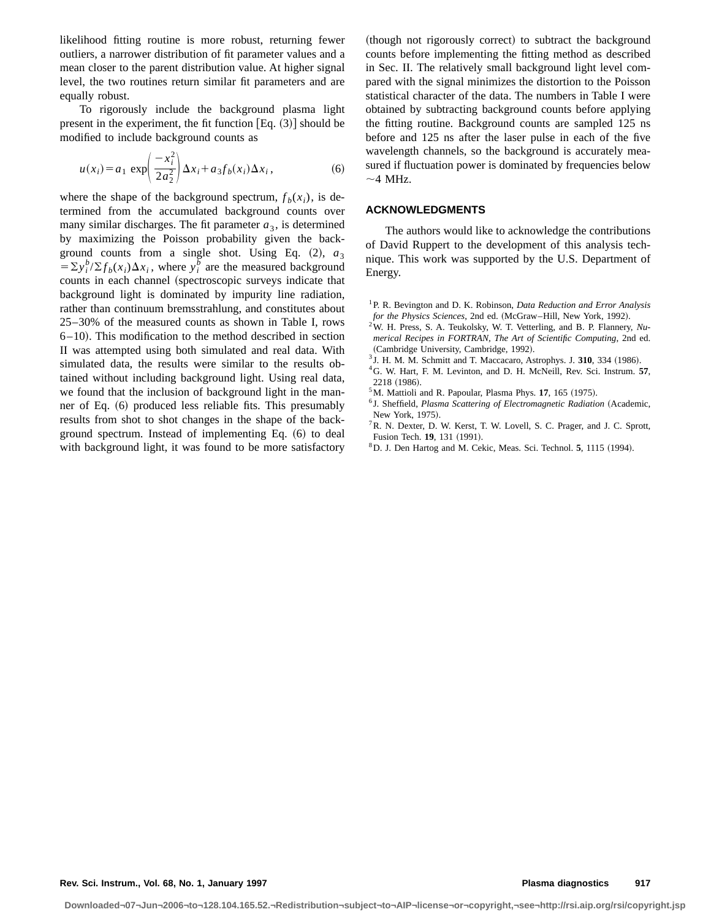likelihood fitting routine is more robust, returning fewer outliers, a narrower distribution of fit parameter values and a mean closer to the parent distribution value. At higher signal level, the two routines return similar fit parameters and are equally robust.

To rigorously include the background plasma light present in the experiment, the fit function [Eq. (3)] should be modified to include background counts as

$$u(x_i)=a_1 \exp\left(\frac{-x_i^2}{2a_2^2}\right)\Delta x_i+a_3 f_b(x_i)\Delta x_i, \tag{6}$$

where the shape of the background spectrum, $f_b(x_i)$, is determined from the accumulated background counts over many similar discharges. The fit parameter $a_3$, is determined by maximizing the Poisson probability given the background counts from a single shot. Using Eq. (2), $a_3 = \Sigma y_i^b / \Sigma f_b(x_i)\Delta x_i$, where $y_i^b$ are the measured background counts in each channel (spectroscopic surveys indicate that background light is dominated by impurity line radiation, rather than continuum bremsstrahlung, and constitutes about 25–30% of the measured counts as shown in Table I, rows 6–10). This modification to the method described in section II was attempted using both simulated and real data. With simulated data, the results were similar to the results obtained without including background light. Using real data, we found that the inclusion of background light in the manner of Eq. (6) produced less reliable fits. This presumably results from shot to shot changes in the shape of the background spectrum. Instead of implementing Eq. (6) to deal with background light, it was found to be more satisfactory (though not rigorously correct) to subtract the background counts before implementing the fitting method as described in Sec. II. The relatively small background light level compared with the signal minimizes the distortion to the Poisson statistical character of the data. The numbers in Table I were obtained by subtracting background counts before applying the fitting routine. Background counts are sampled 125 ns before and 125 ns after the laser pulse in each of the five wavelength channels, so the background is accurately measured if fluctuation power is dominated by frequencies below ~4 MHz.

## ACKNOWLEDGMENTS

The authors would like to acknowledge the contributions of David Ruppert to the development of this analysis technique. This work was supported by the U.S. Department of Energy.

[1] P. R. Bevington and D. K. Robinson, *Data Reduction and Error Analysis for the Physics Sciences*, 2nd ed. (McGraw–Hill, New York, 1992).

[2] W. H. Press, S. A. Teukolsky, W. T. Vetterling, and B. P. Flannery, *Numerical Recipes in FORTRAN, The Art of Scientific Computing*, 2nd ed. (Cambridge University, Cambridge, 1992).

[3] J. H. M. M. Schmitt and T. Maccacaro, Astrophys. J. **310**, 334 (1986).

[4] G. W. Hart, F. M. Levinton, and D. H. McNeill, Rev. Sci. Instrum. **57**, 2218 (1986).

[5] M. Mattioli and R. Papoular, Plasma Phys. **17**, 165 (1975).

[6] J. Sheffield, *Plasma Scattering of Electromagnetic Radiation* (Academic, New York, 1975).

[7] R. N. Dexter, D. W. Kerst, T. W. Lovell, S. C. Prager, and J. C. Sprott, Fusion Tech. **19**, 131 (1991).

[8] D. J. Den Hartog and M. Cekic, Meas. Sci. Technol. **5**, 1115 (1994).